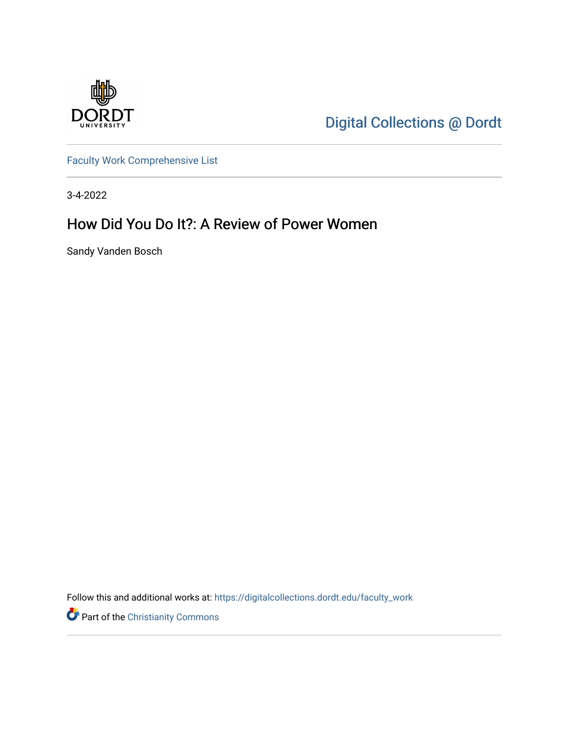Digital Collections @ Dordt

Faculty Work Comprehensive List

3-4-2022

# How Did You Do It?: A Review of Power Women

Sandy Vanden Bosch

Follow this and additional works at: https://digitalcollections.dordt.edu/faculty_work

Part of the Christianity Commons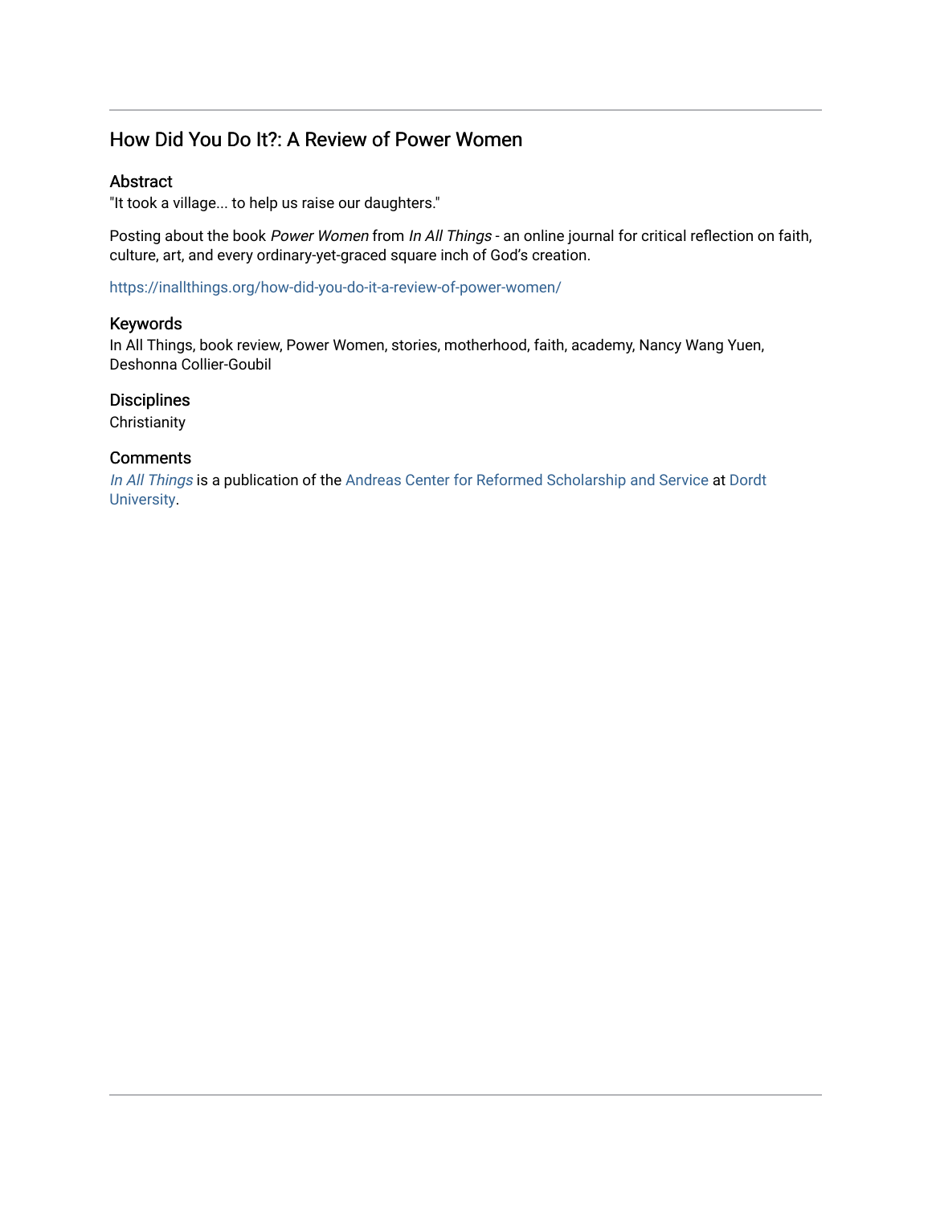# How Did You Do It?: A Review of Power Women

## Abstract

"It took a village... to help us raise our daughters."

Posting about the book *Power Women* from *In All Things* - an online journal for critical reflection on faith, culture, art, and every ordinary-yet-graced square inch of God's creation.

https://inallthings.org/how-did-you-do-it-a-review-of-power-women/

## Keywords

In All Things, book review, Power Women, stories, motherhood, faith, academy, Nancy Wang Yuen, Deshonna Collier-Goubil

## Disciplines

Christianity

## Comments

*In All Things* is a publication of the Andreas Center for Reformed Scholarship and Service at Dordt University.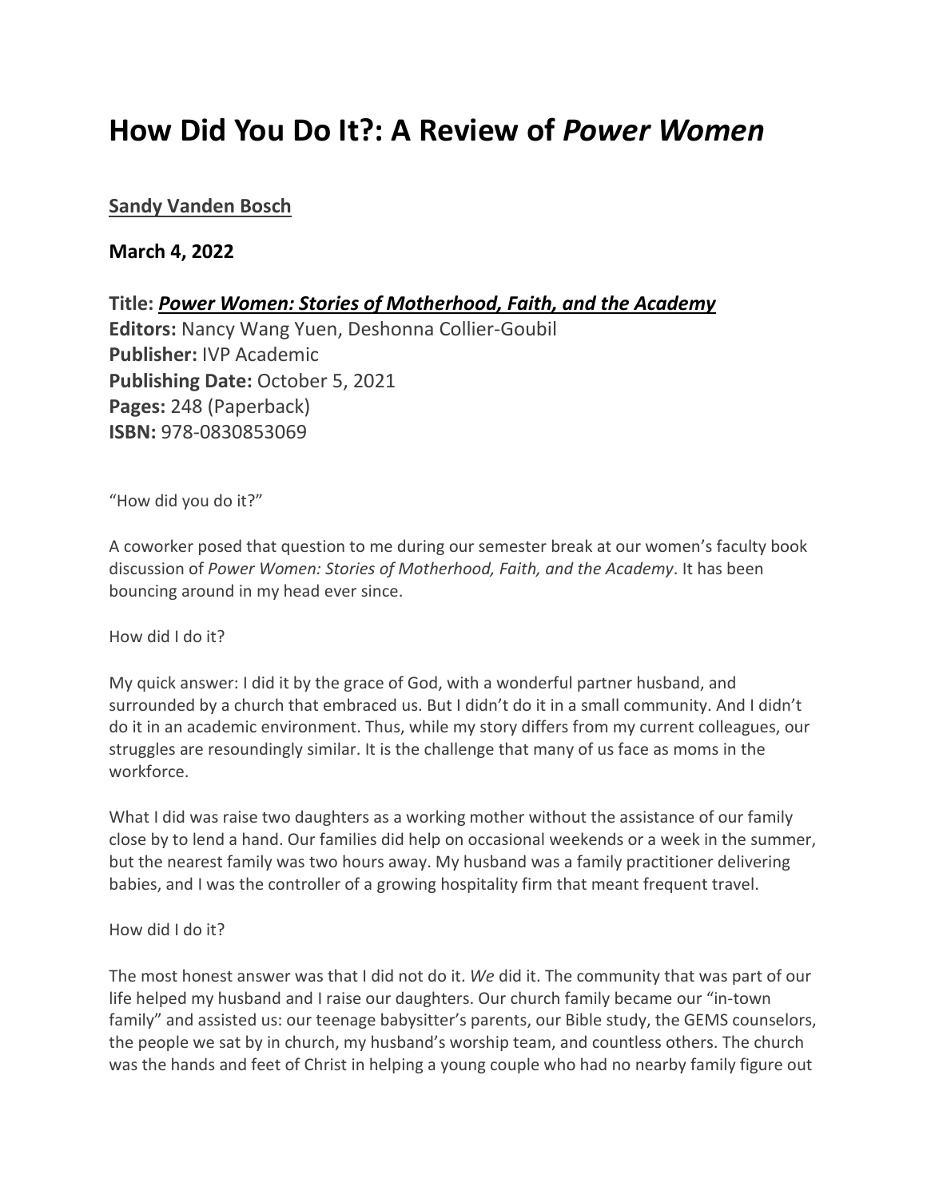# How Did You Do It?: A Review of *Power Women*

**Sandy Vanden Bosch**

**March 4, 2022**

**Title:** ***Power Women: Stories of Motherhood, Faith, and the Academy***
**Editors:** Nancy Wang Yuen, Deshonna Collier-Goubil
**Publisher:** IVP Academic
**Publishing Date:** October 5, 2021
**Pages:** 248 (Paperback)
**ISBN:** 978-0830853069

"How did you do it?"

A coworker posed that question to me during our semester break at our women's faculty book discussion of *Power Women: Stories of Motherhood, Faith, and the Academy*. It has been bouncing around in my head ever since.

How did I do it?

My quick answer: I did it by the grace of God, with a wonderful partner husband, and surrounded by a church that embraced us. But I didn't do it in a small community. And I didn't do it in an academic environment. Thus, while my story differs from my current colleagues, our struggles are resoundingly similar. It is the challenge that many of us face as moms in the workforce.

What I did was raise two daughters as a working mother without the assistance of our family close by to lend a hand. Our families did help on occasional weekends or a week in the summer, but the nearest family was two hours away. My husband was a family practitioner delivering babies, and I was the controller of a growing hospitality firm that meant frequent travel.

How did I do it?

The most honest answer was that I did not do it. *We* did it. The community that was part of our life helped my husband and I raise our daughters. Our church family became our "in-town family" and assisted us: our teenage babysitter's parents, our Bible study, the GEMS counselors, the people we sat by in church, my husband's worship team, and countless others. The church was the hands and feet of Christ in helping a young couple who had no nearby family figure out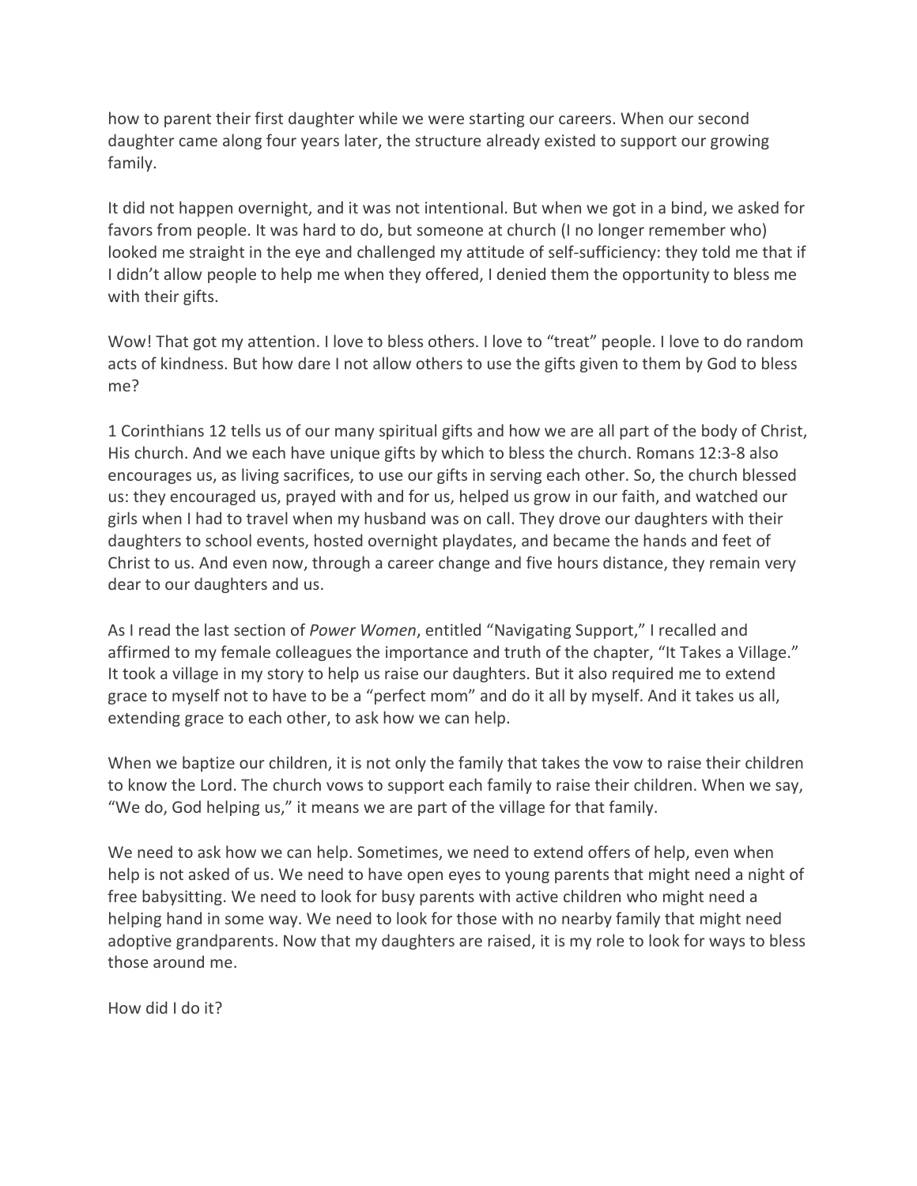how to parent their first daughter while we were starting our careers. When our second daughter came along four years later, the structure already existed to support our growing family.

It did not happen overnight, and it was not intentional. But when we got in a bind, we asked for favors from people. It was hard to do, but someone at church (I no longer remember who) looked me straight in the eye and challenged my attitude of self-sufficiency: they told me that if I didn't allow people to help me when they offered, I denied them the opportunity to bless me with their gifts.

Wow! That got my attention. I love to bless others. I love to "treat" people. I love to do random acts of kindness. But how dare I not allow others to use the gifts given to them by God to bless me?

1 Corinthians 12 tells us of our many spiritual gifts and how we are all part of the body of Christ, His church. And we each have unique gifts by which to bless the church. Romans 12:3-8 also encourages us, as living sacrifices, to use our gifts in serving each other. So, the church blessed us: they encouraged us, prayed with and for us, helped us grow in our faith, and watched our girls when I had to travel when my husband was on call. They drove our daughters with their daughters to school events, hosted overnight playdates, and became the hands and feet of Christ to us. And even now, through a career change and five hours distance, they remain very dear to our daughters and us.

As I read the last section of *Power Women*, entitled "Navigating Support," I recalled and affirmed to my female colleagues the importance and truth of the chapter, "It Takes a Village." It took a village in my story to help us raise our daughters. But it also required me to extend grace to myself not to have to be a "perfect mom" and do it all by myself. And it takes us all, extending grace to each other, to ask how we can help.

When we baptize our children, it is not only the family that takes the vow to raise their children to know the Lord. The church vows to support each family to raise their children. When we say, "We do, God helping us," it means we are part of the village for that family.

We need to ask how we can help. Sometimes, we need to extend offers of help, even when help is not asked of us. We need to have open eyes to young parents that might need a night of free babysitting. We need to look for busy parents with active children who might need a helping hand in some way. We need to look for those with no nearby family that might need adoptive grandparents. Now that my daughters are raised, it is my role to look for ways to bless those around me.

How did I do it?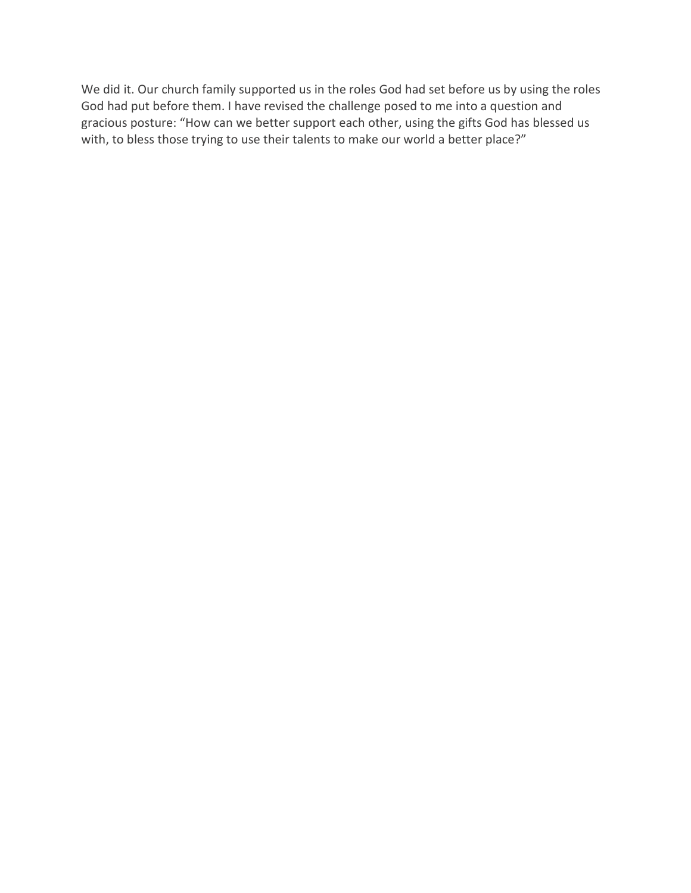We did it. Our church family supported us in the roles God had set before us by using the roles God had put before them. I have revised the challenge posed to me into a question and gracious posture: “How can we better support each other, using the gifts God has blessed us with, to bless those trying to use their talents to make our world a better place?”